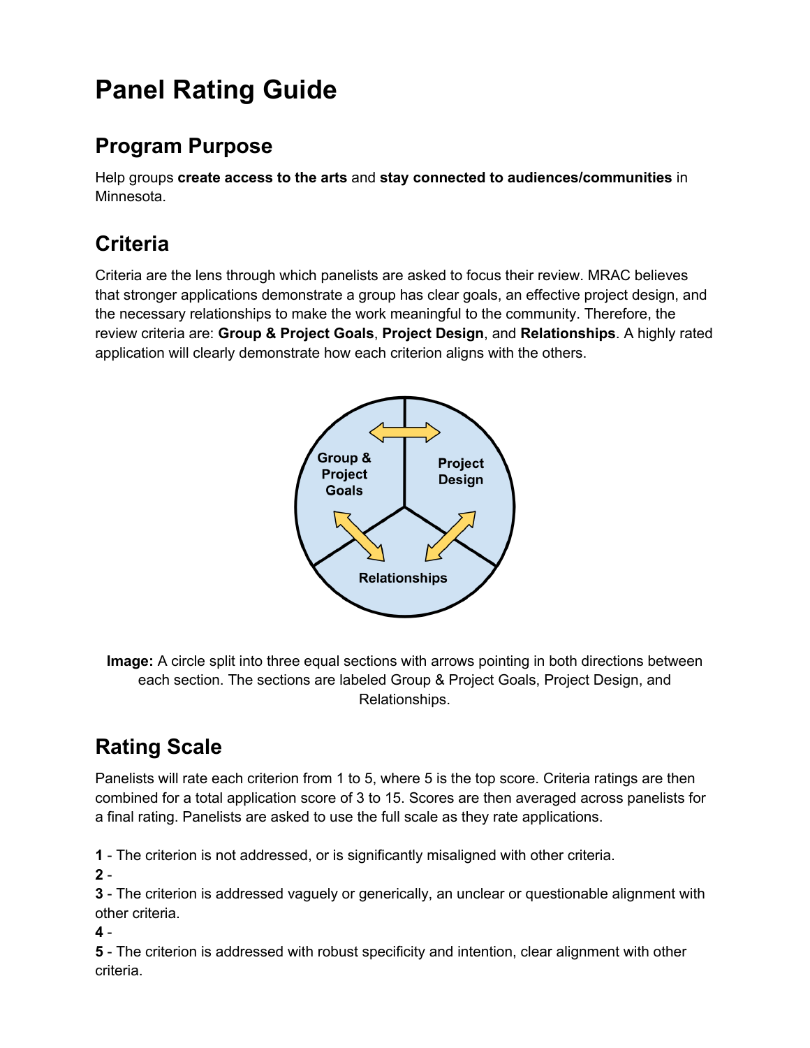# Panel Rating Guide

## Program Purpose

Help groups **create access to the arts** and **stay connected to audiences/communities** in Minnesota.

## Criteria

Criteria are the lens through which panelists are asked to focus their review. MRAC believes that stronger applications demonstrate a group has clear goals, an effective project design, and the necessary relationships to make the work meaningful to the community. Therefore, the review criteria are: **Group & Project Goals**, **Project Design**, and **Relationships**. A highly rated application will clearly demonstrate how each criterion aligns with the others.

**Image:** A circle split into three equal sections with arrows pointing in both directions between each section. The sections are labeled Group & Project Goals, Project Design, and Relationships.

## Rating Scale

Panelists will rate each criterion from 1 to 5, where 5 is the top score. Criteria ratings are then combined for a total application score of 3 to 15. Scores are then averaged across panelists for a final rating. Panelists are asked to use the full scale as they rate applications.

**1** - The criterion is not addressed, or is significantly misaligned with other criteria.
**2** -
**3** - The criterion is addressed vaguely or generically, an unclear or questionable alignment with other criteria.
**4** -
**5** - The criterion is addressed with robust specificity and intention, clear alignment with other criteria.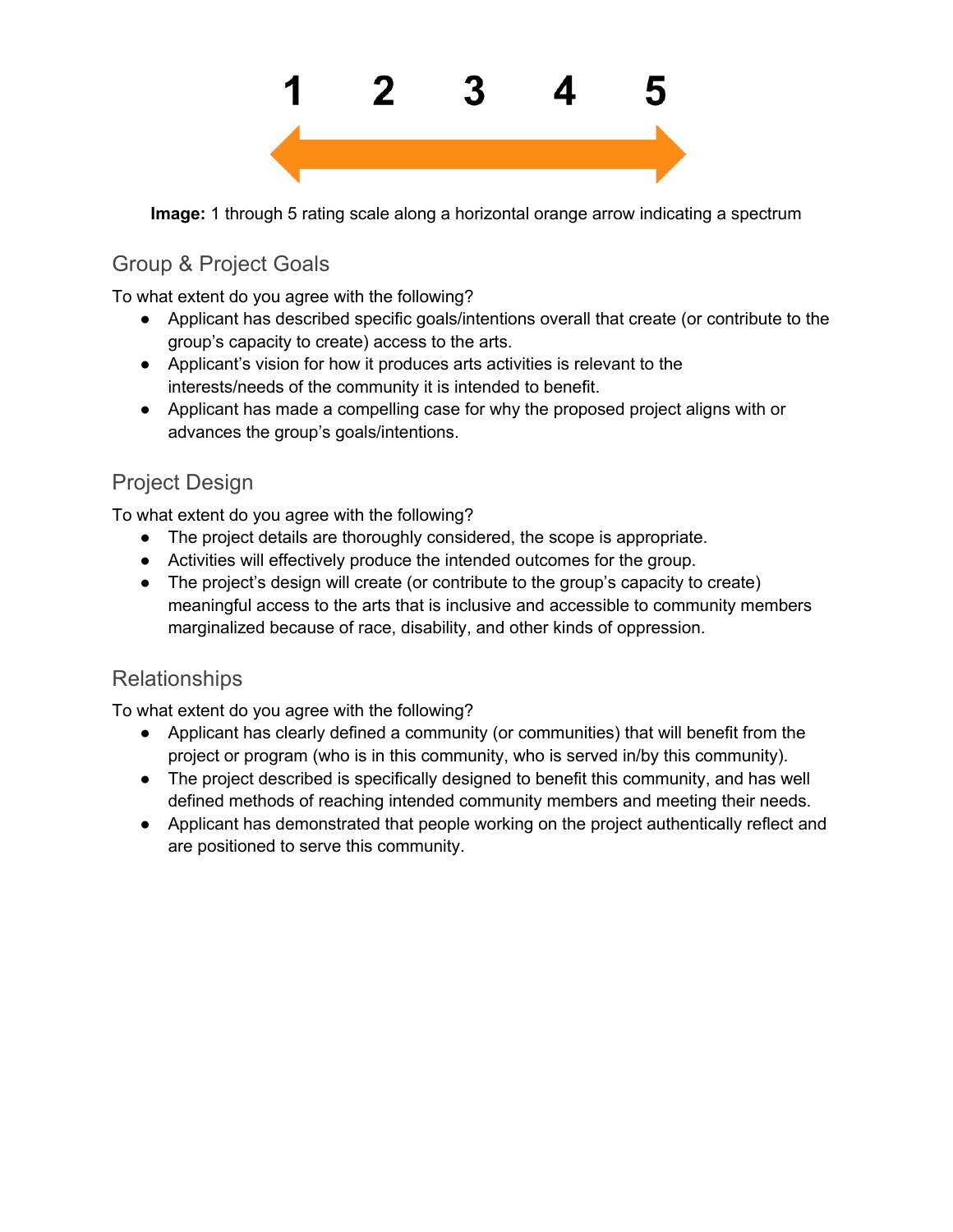1 2 3 4 5

**Image:** 1 through 5 rating scale along a horizontal orange arrow indicating a spectrum

## Group & Project Goals

To what extent do you agree with the following?

- Applicant has described specific goals/intentions overall that create (or contribute to the group's capacity to create) access to the arts.
- Applicant's vision for how it produces arts activities is relevant to the interests/needs of the community it is intended to benefit.
- Applicant has made a compelling case for why the proposed project aligns with or advances the group's goals/intentions.

## Project Design

To what extent do you agree with the following?

- The project details are thoroughly considered, the scope is appropriate.
- Activities will effectively produce the intended outcomes for the group.
- The project's design will create (or contribute to the group's capacity to create) meaningful access to the arts that is inclusive and accessible to community members marginalized because of race, disability, and other kinds of oppression.

## Relationships

To what extent do you agree with the following?

- Applicant has clearly defined a community (or communities) that will benefit from the project or program (who is in this community, who is served in/by this community).
- The project described is specifically designed to benefit this community, and has well defined methods of reaching intended community members and meeting their needs.
- Applicant has demonstrated that people working on the project authentically reflect and are positioned to serve this community.